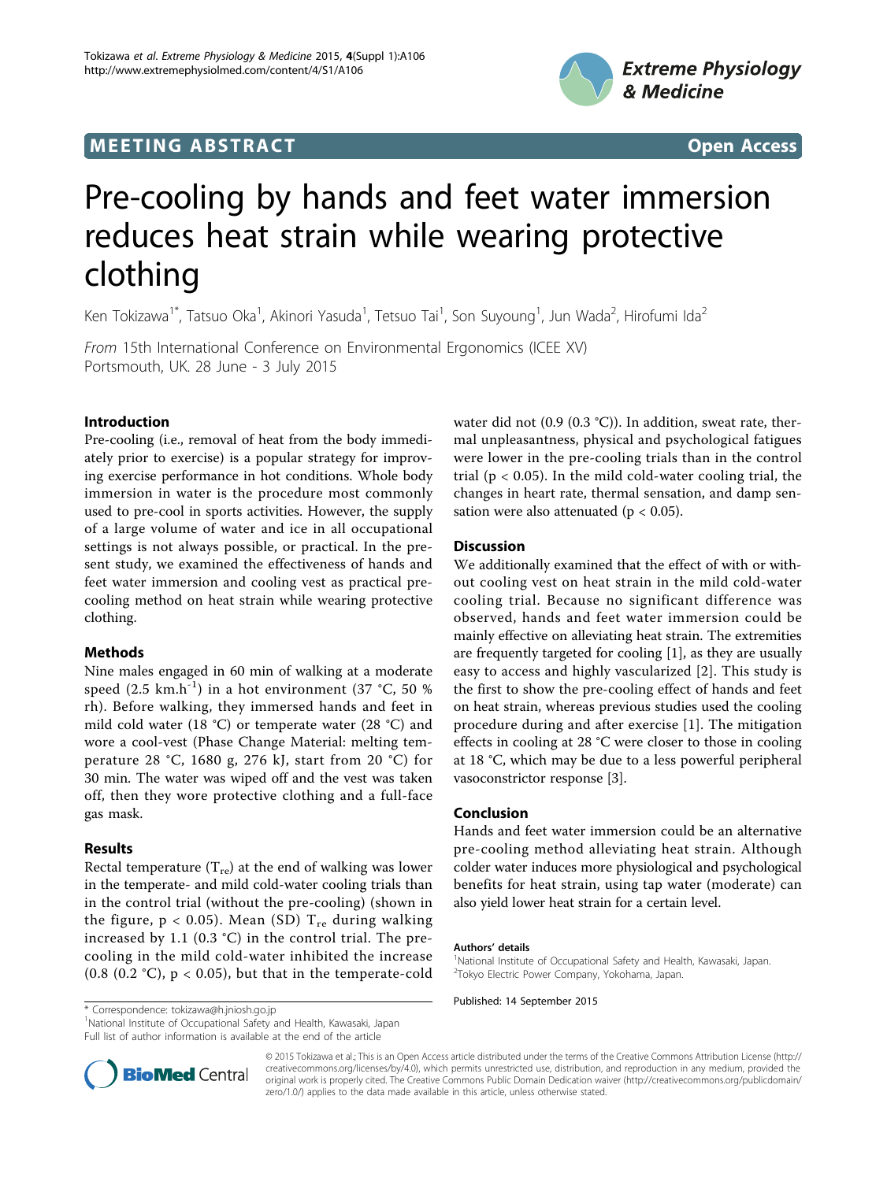MEETING ABSTRACT Open Access

# Pre-cooling by hands and feet water immersion reduces heat strain while wearing protective clothing

Ken Tokizawa[1*], Tatsuo Oka[1], Akinori Yasuda[1], Tetsuo Tai[1], Son Suyoung[1], Jun Wada[2], Hirofumi Ida[2]

*From* 15th International Conference on Environmental Ergonomics (ICEE XV)
Portsmouth, UK. 28 June - 3 July 2015

## Introduction

Pre-cooling (i.e., removal of heat from the body immediately prior to exercise) is a popular strategy for improving exercise performance in hot conditions. Whole body immersion in water is the procedure most commonly used to pre-cool in sports activities. However, the supply of a large volume of water and ice in all occupational settings is not always possible, or practical. In the present study, we examined the effectiveness of hands and feet water immersion and cooling vest as practical pre-cooling method on heat strain while wearing protective clothing.

## Methods

Nine males engaged in 60 min of walking at a moderate speed (2.5 km.h$^{-1}$) in a hot environment (37 °C, 50 % rh). Before walking, they immersed hands and feet in mild cold water (18 °C) or temperate water (28 °C) and wore a cool-vest (Phase Change Material: melting temperature 28 °C, 1680 g, 276 kJ, start from 20 °C) for 30 min. The water was wiped off and the vest was taken off, then they wore protective clothing and a full-face gas mask.

## Results

Rectal temperature ($T_{re}$) at the end of walking was lower in the temperate- and mild cold-water cooling trials than in the control trial (without the pre-cooling) (shown in the figure, $p < 0.05$). Mean (SD) $T_{re}$ during walking increased by 1.1 (0.3 °C) in the control trial. The pre-cooling in the mild cold-water inhibited the increase (0.8 (0.2 °C), $p < 0.05$), but that in the temperate-cold water did not (0.9 (0.3 °C)). In addition, sweat rate, thermal unpleasantness, physical and psychological fatigues were lower in the pre-cooling trials than in the control trial ($p < 0.05$). In the mild cold-water cooling trial, the changes in heart rate, thermal sensation, and damp sensation were also attenuated ($p < 0.05$).

## Discussion

We additionally examined that the effect of with or without cooling vest on heat strain in the mild cold-water cooling trial. Because no significant difference was observed, hands and feet water immersion could be mainly effective on alleviating heat strain. The extremities are frequently targeted for cooling [1], as they are usually easy to access and highly vascularized [2]. This study is the first to show the pre-cooling effect of hands and feet on heat strain, whereas previous studies used the cooling procedure during and after exercise [1]. The mitigation effects in cooling at 28 °C were closer to those in cooling at 18 °C, which may be due to a less powerful peripheral vasoconstrictor response [3].

## Conclusion

Hands and feet water immersion could be an alternative pre-cooling method alleviating heat strain. Although colder water induces more physiological and psychological benefits for heat strain, using tap water (moderate) can also yield lower heat strain for a certain level.

**Authors' details**

[1]National Institute of Occupational Safety and Health, Kawasaki, Japan.
[2]Tokyo Electric Power Company, Yokohama, Japan.

Published: 14 September 2015

\* Correspondence: tokizawa@h.jniosh.go.jp
[1]National Institute of Occupational Safety and Health, Kawasaki, Japan
Full list of author information is available at the end of the article

© 2015 Tokizawa et al.; This is an Open Access article distributed under the terms of the Creative Commons Attribution License (http://creativecommons.org/licenses/by/4.0), which permits unrestricted use, distribution, and reproduction in any medium, provided the original work is properly cited. The Creative Commons Public Domain Dedication waiver (http://creativecommons.org/publicdomain/zero/1.0/) applies to the data made available in this article, unless otherwise stated.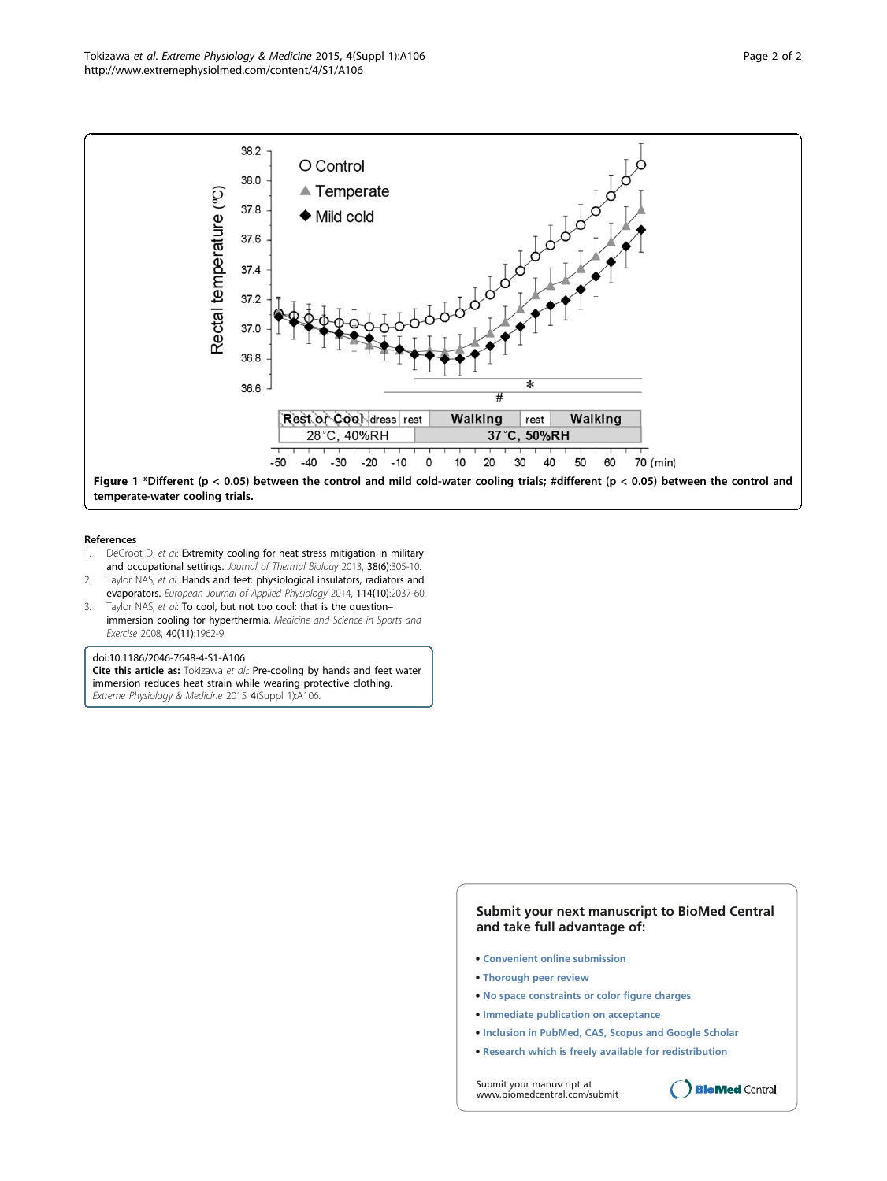38.2
38.0
37.8
37.6
37.4
37.2
37.0
36.8
36.6

Rectal temperature (ºC)

Control
Temperate
Mild cold

*
#

Rest or Cool | dress | rest | Walking | rest | Walking
28˚C, 40%RH | 37˚C, 50%RH

-50 -40 -30 -20 -10 0 10 20 30 40 50 60 70 (min)

**Figure 1** *Different ($p < 0.05$) between the control and mild cold-water cooling trials; #different ($p < 0.05$) between the control and temperate-water cooling trials.

### References

1. DeGroot D, *et al*: Extremity cooling for heat stress mitigation in military and occupational settings. *Journal of Thermal Biology* 2013, **38(6)**:305-10.
2. Taylor NAS, *et al*: Hands and feet: physiological insulators, radiators and evaporators. *European Journal of Applied Physiology* 2014, **114(10)**:2037-60.
3. Taylor NAS, *et al*: To cool, but not too cool: that is the question–immersion cooling for hyperthermia. *Medicine and Science in Sports and Exercise* 2008, **40(11)**:1962-9.

doi:10.1186/2046-7648-4-S1-A106

**Cite this article as:** Tokizawa *et al.*: Pre-cooling by hands and feet water immersion reduces heat strain while wearing protective clothing. *Extreme Physiology & Medicine* 2015 **4**(Suppl 1):A106.

**Submit your next manuscript to BioMed Central and take full advantage of:**

- Convenient online submission
- Thorough peer review
- No space constraints or color figure charges
- Immediate publication on acceptance
- Inclusion in PubMed, CAS, Scopus and Google Scholar
- Research which is freely available for redistribution

Submit your manuscript at www.biomedcentral.com/submit

BioMed Central